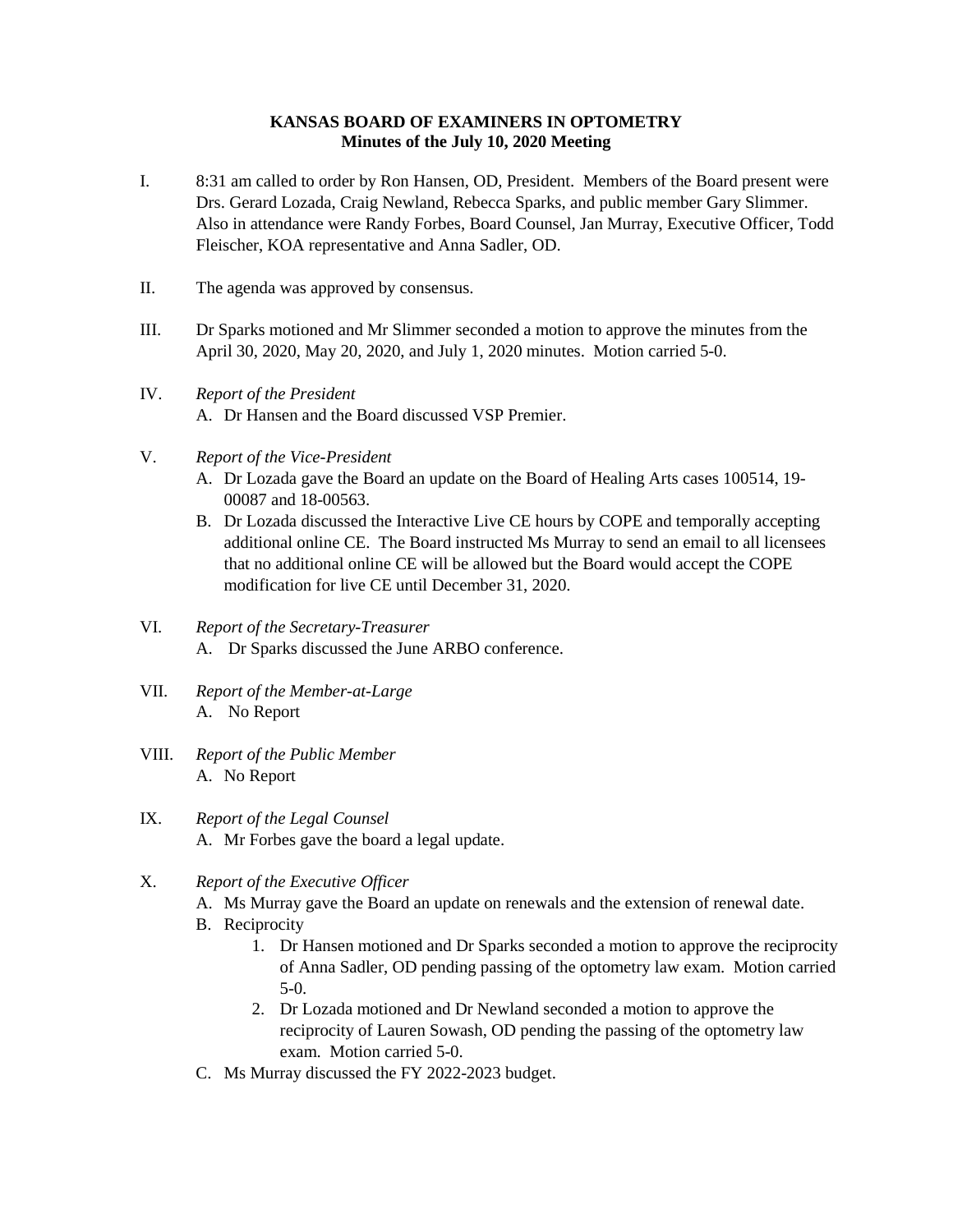**KANSAS BOARD OF EXAMINERS IN OPTOMETRY**
**Minutes of the July 10, 2020 Meeting**

I. 8:31 am called to order by Ron Hansen, OD, President. Members of the Board present were Drs. Gerard Lozada, Craig Newland, Rebecca Sparks, and public member Gary Slimmer. Also in attendance were Randy Forbes, Board Counsel, Jan Murray, Executive Officer, Todd Fleischer, KOA representative and Anna Sadler, OD.

II. The agenda was approved by consensus.

III. Dr Sparks motioned and Mr Slimmer seconded a motion to approve the minutes from the April 30, 2020, May 20, 2020, and July 1, 2020 minutes. Motion carried 5-0.

IV. *Report of the President*
   A. Dr Hansen and the Board discussed VSP Premier.

V. *Report of the Vice-President*
   A. Dr Lozada gave the Board an update on the Board of Healing Arts cases 100514, 19-00087 and 18-00563.
   B. Dr Lozada discussed the Interactive Live CE hours by COPE and temporally accepting additional online CE. The Board instructed Ms Murray to send an email to all licensees that no additional online CE will be allowed but the Board would accept the COPE modification for live CE until December 31, 2020.

VI. *Report of the Secretary-Treasurer*
   A. Dr Sparks discussed the June ARBO conference.

VII. *Report of the Member-at-Large*
   A. No Report

VIII. *Report of the Public Member*
   A. No Report

IX. *Report of the Legal Counsel*
   A. Mr Forbes gave the board a legal update.

X. *Report of the Executive Officer*
   A. Ms Murray gave the Board an update on renewals and the extension of renewal date.
   B. Reciprocity
      1. Dr Hansen motioned and Dr Sparks seconded a motion to approve the reciprocity of Anna Sadler, OD pending passing of the optometry law exam. Motion carried 5-0.
      2. Dr Lozada motioned and Dr Newland seconded a motion to approve the reciprocity of Lauren Sowash, OD pending the passing of the optometry law exam. Motion carried 5-0.
   C. Ms Murray discussed the FY 2022-2023 budget.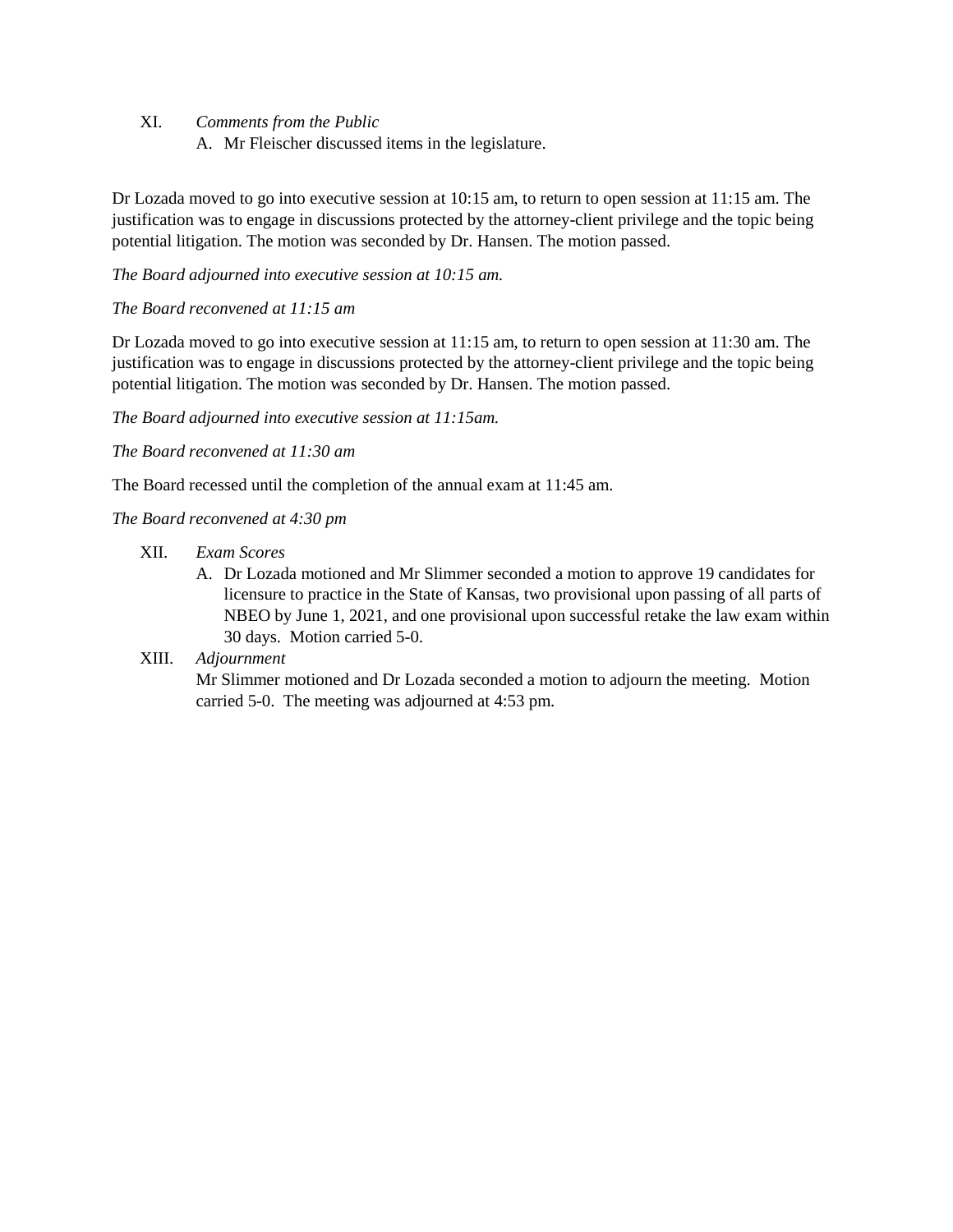XI. *Comments from the Public*

   A. Mr Fleischer discussed items in the legislature.

Dr Lozada moved to go into executive session at 10:15 am, to return to open session at 11:15 am. The justification was to engage in discussions protected by the attorney-client privilege and the topic being potential litigation. The motion was seconded by Dr. Hansen. The motion passed.

*The Board adjourned into executive session at 10:15 am.*

*The Board reconvened at 11:15 am*

Dr Lozada moved to go into executive session at 11:15 am, to return to open session at 11:30 am. The justification was to engage in discussions protected by the attorney-client privilege and the topic being potential litigation. The motion was seconded by Dr. Hansen. The motion passed.

*The Board adjourned into executive session at 11:15am.*

*The Board reconvened at 11:30 am*

The Board recessed until the completion of the annual exam at 11:45 am.

*The Board reconvened at 4:30 pm*

XII. *Exam Scores*

   A. Dr Lozada motioned and Mr Slimmer seconded a motion to approve 19 candidates for licensure to practice in the State of Kansas, two provisional upon passing of all parts of NBEO by June 1, 2021, and one provisional upon successful retake the law exam within 30 days. Motion carried 5-0.

XIII. *Adjournment*

   Mr Slimmer motioned and Dr Lozada seconded a motion to adjourn the meeting. Motion carried 5-0. The meeting was adjourned at 4:53 pm.